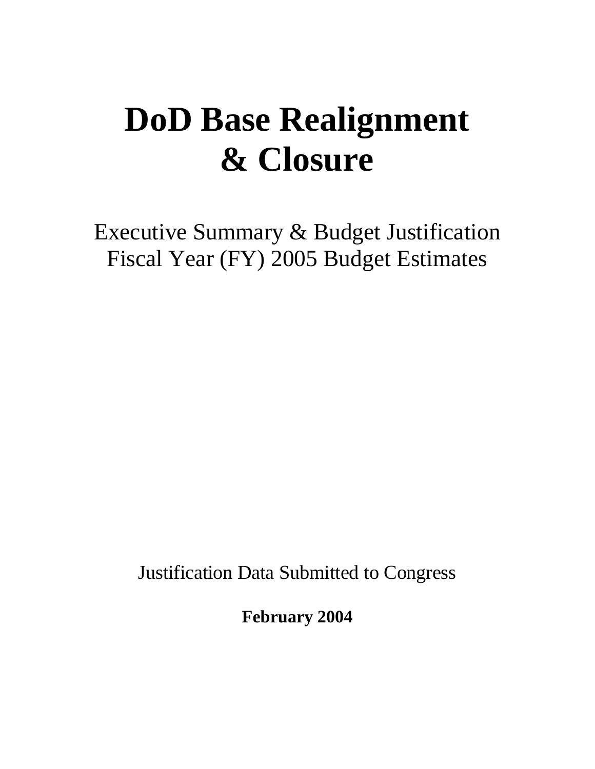# DoD Base Realignment & Closure

Executive Summary & Budget Justification
Fiscal Year (FY) 2005 Budget Estimates

Justification Data Submitted to Congress

**February 2004**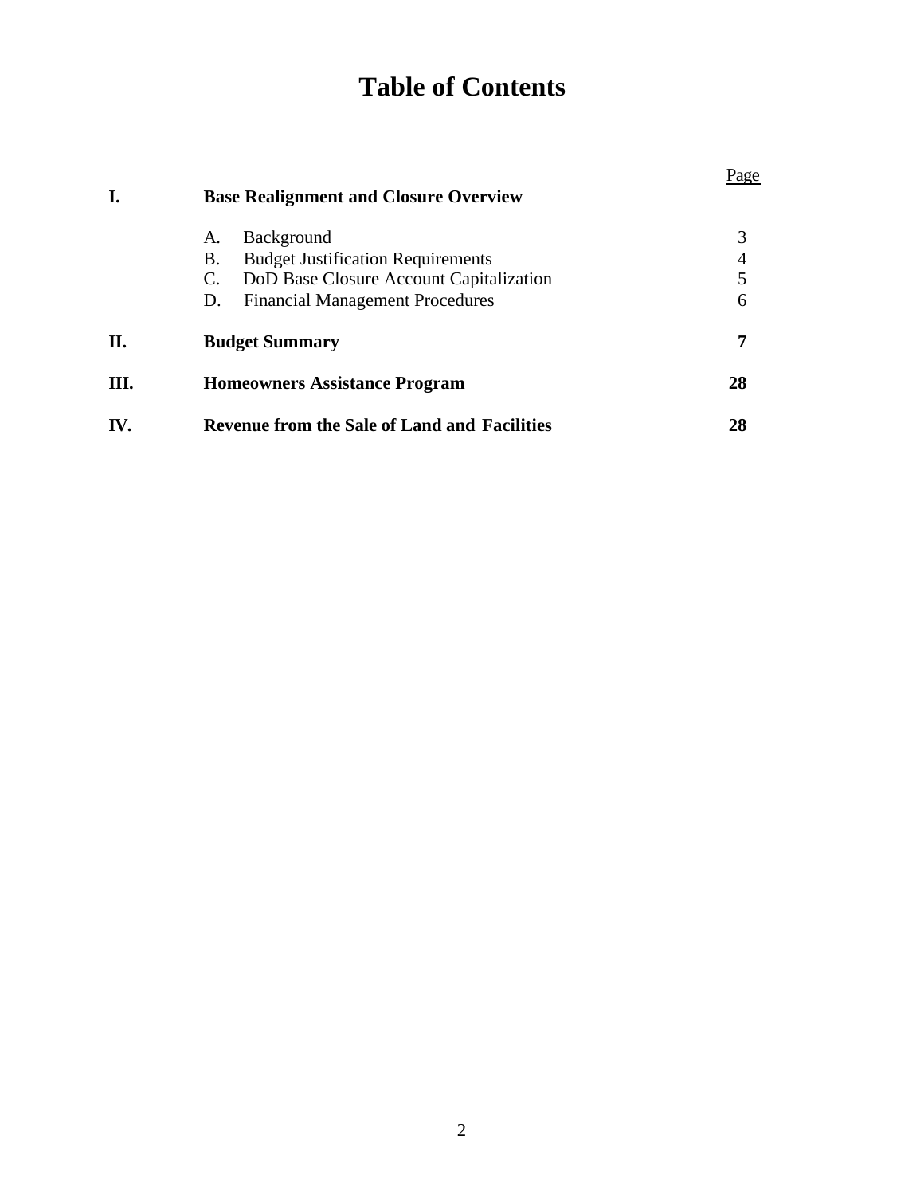# Table of Contents

| | | Page |
|---|---|---|
| **I.** | **Base Realignment and Closure Overview** | |
| | A. Background | 3 |
| | B. Budget Justification Requirements | 4 |
| | C. DoD Base Closure Account Capitalization | 5 |
| | D. Financial Management Procedures | 6 |
| **II.** | **Budget Summary** | **7** |
| **III.** | **Homeowners Assistance Program** | **28** |
| **IV.** | **Revenue from the Sale of Land and Facilities** | **28** |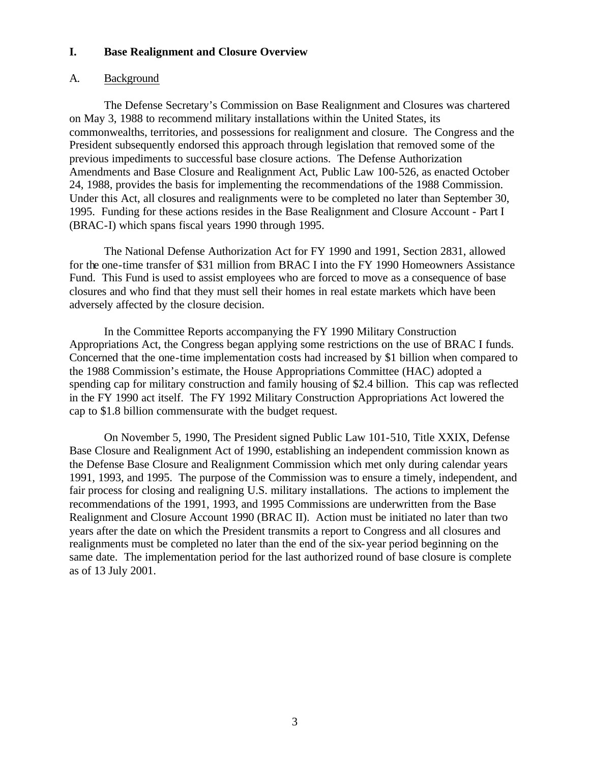# I. Base Realignment and Closure Overview

## A. Background

The Defense Secretary's Commission on Base Realignment and Closures was chartered on May 3, 1988 to recommend military installations within the United States, its commonwealths, territories, and possessions for realignment and closure. The Congress and the President subsequently endorsed this approach through legislation that removed some of the previous impediments to successful base closure actions. The Defense Authorization Amendments and Base Closure and Realignment Act, Public Law 100-526, as enacted October 24, 1988, provides the basis for implementing the recommendations of the 1988 Commission. Under this Act, all closures and realignments were to be completed no later than September 30, 1995. Funding for these actions resides in the Base Realignment and Closure Account - Part I (BRAC-I) which spans fiscal years 1990 through 1995.

The National Defense Authorization Act for FY 1990 and 1991, Section 2831, allowed for the one-time transfer of $31 million from BRAC I into the FY 1990 Homeowners Assistance Fund. This Fund is used to assist employees who are forced to move as a consequence of base closures and who find that they must sell their homes in real estate markets which have been adversely affected by the closure decision.

In the Committee Reports accompanying the FY 1990 Military Construction Appropriations Act, the Congress began applying some restrictions on the use of BRAC I funds. Concerned that the one-time implementation costs had increased by $1 billion when compared to the 1988 Commission's estimate, the House Appropriations Committee (HAC) adopted a spending cap for military construction and family housing of $2.4 billion. This cap was reflected in the FY 1990 act itself. The FY 1992 Military Construction Appropriations Act lowered the cap to $1.8 billion commensurate with the budget request.

On November 5, 1990, The President signed Public Law 101-510, Title XXIX, Defense Base Closure and Realignment Act of 1990, establishing an independent commission known as the Defense Base Closure and Realignment Commission which met only during calendar years 1991, 1993, and 1995. The purpose of the Commission was to ensure a timely, independent, and fair process for closing and realigning U.S. military installations. The actions to implement the recommendations of the 1991, 1993, and 1995 Commissions are underwritten from the Base Realignment and Closure Account 1990 (BRAC II). Action must be initiated no later than two years after the date on which the President transmits a report to Congress and all closures and realignments must be completed no later than the end of the six-year period beginning on the same date. The implementation period for the last authorized round of base closure is complete as of 13 July 2001.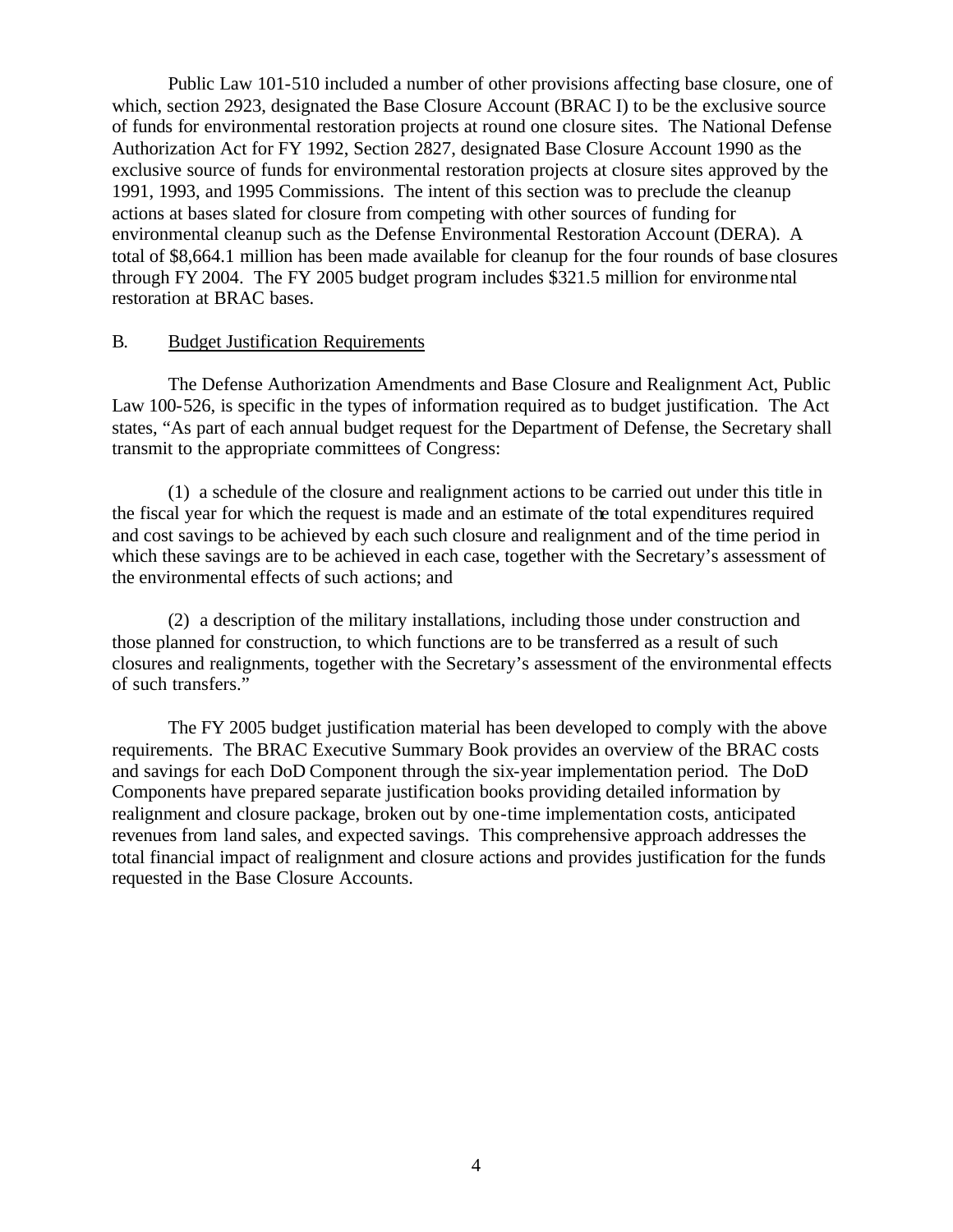Public Law 101-510 included a number of other provisions affecting base closure, one of which, section 2923, designated the Base Closure Account (BRAC I) to be the exclusive source of funds for environmental restoration projects at round one closure sites. The National Defense Authorization Act for FY 1992, Section 2827, designated Base Closure Account 1990 as the exclusive source of funds for environmental restoration projects at closure sites approved by the 1991, 1993, and 1995 Commissions. The intent of this section was to preclude the cleanup actions at bases slated for closure from competing with other sources of funding for environmental cleanup such as the Defense Environmental Restoration Account (DERA). A total of $8,664.1 million has been made available for cleanup for the four rounds of base closures through FY 2004. The FY 2005 budget program includes $321.5 million for environmental restoration at BRAC bases.

B. <u>Budget Justification Requirements</u>

The Defense Authorization Amendments and Base Closure and Realignment Act, Public Law 100-526, is specific in the types of information required as to budget justification. The Act states, "As part of each annual budget request for the Department of Defense, the Secretary shall transmit to the appropriate committees of Congress:

(1) a schedule of the closure and realignment actions to be carried out under this title in the fiscal year for which the request is made and an estimate of the total expenditures required and cost savings to be achieved by each such closure and realignment and of the time period in which these savings are to be achieved in each case, together with the Secretary's assessment of the environmental effects of such actions; and

(2) a description of the military installations, including those under construction and those planned for construction, to which functions are to be transferred as a result of such closures and realignments, together with the Secretary's assessment of the environmental effects of such transfers."

The FY 2005 budget justification material has been developed to comply with the above requirements. The BRAC Executive Summary Book provides an overview of the BRAC costs and savings for each DoD Component through the six-year implementation period. The DoD Components have prepared separate justification books providing detailed information by realignment and closure package, broken out by one-time implementation costs, anticipated revenues from land sales, and expected savings. This comprehensive approach addresses the total financial impact of realignment and closure actions and provides justification for the funds requested in the Base Closure Accounts.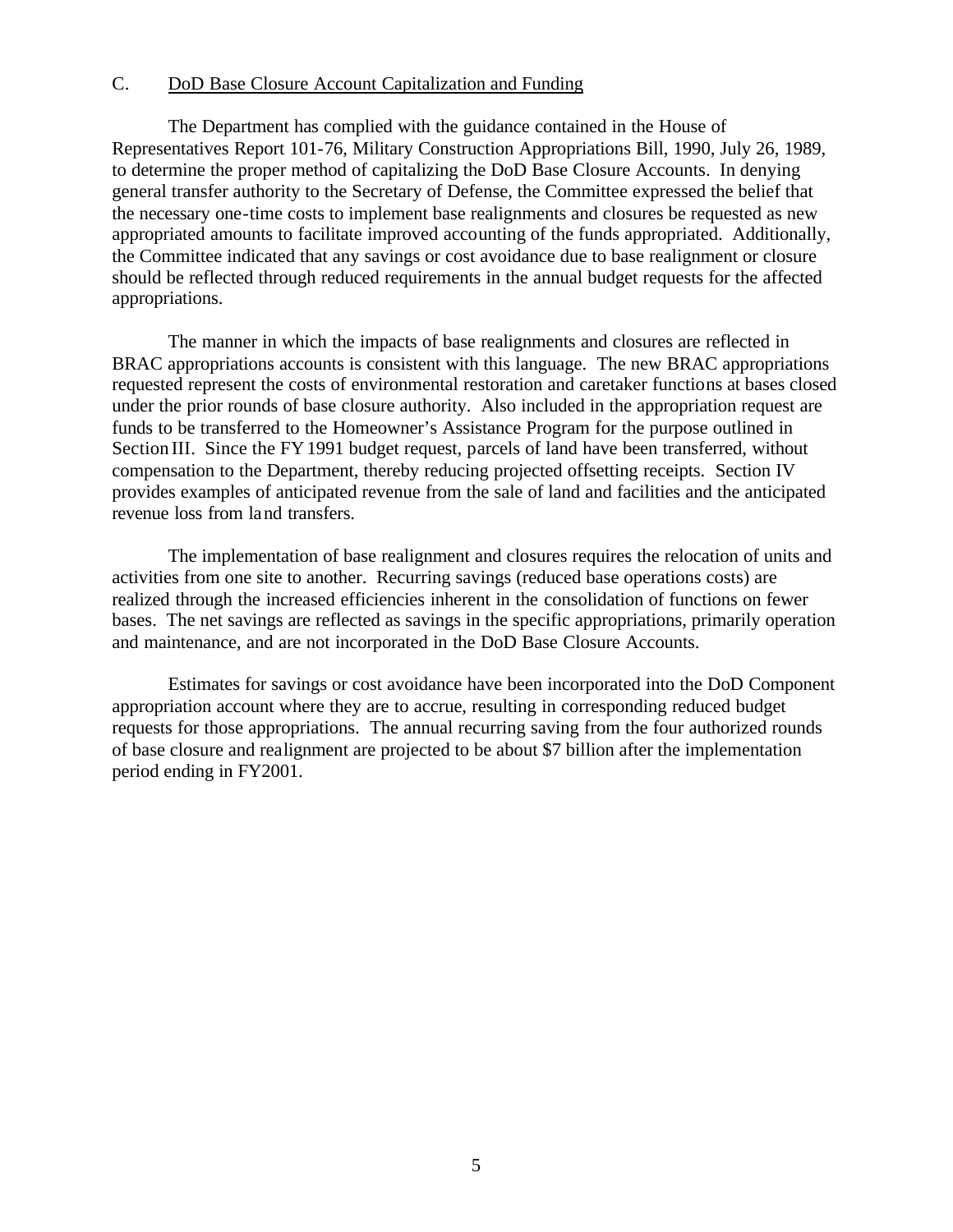## C. DoD Base Closure Account Capitalization and Funding

The Department has complied with the guidance contained in the House of Representatives Report 101-76, Military Construction Appropriations Bill, 1990, July 26, 1989, to determine the proper method of capitalizing the DoD Base Closure Accounts. In denying general transfer authority to the Secretary of Defense, the Committee expressed the belief that the necessary one-time costs to implement base realignments and closures be requested as new appropriated amounts to facilitate improved accounting of the funds appropriated. Additionally, the Committee indicated that any savings or cost avoidance due to base realignment or closure should be reflected through reduced requirements in the annual budget requests for the affected appropriations.

The manner in which the impacts of base realignments and closures are reflected in BRAC appropriations accounts is consistent with this language. The new BRAC appropriations requested represent the costs of environmental restoration and caretaker functions at bases closed under the prior rounds of base closure authority. Also included in the appropriation request are funds to be transferred to the Homeowner's Assistance Program for the purpose outlined in Section III. Since the FY 1991 budget request, parcels of land have been transferred, without compensation to the Department, thereby reducing projected offsetting receipts. Section IV provides examples of anticipated revenue from the sale of land and facilities and the anticipated revenue loss from land transfers.

The implementation of base realignment and closures requires the relocation of units and activities from one site to another. Recurring savings (reduced base operations costs) are realized through the increased efficiencies inherent in the consolidation of functions on fewer bases. The net savings are reflected as savings in the specific appropriations, primarily operation and maintenance, and are not incorporated in the DoD Base Closure Accounts.

Estimates for savings or cost avoidance have been incorporated into the DoD Component appropriation account where they are to accrue, resulting in corresponding reduced budget requests for those appropriations. The annual recurring saving from the four authorized rounds of base closure and realignment are projected to be about $7 billion after the implementation period ending in FY2001.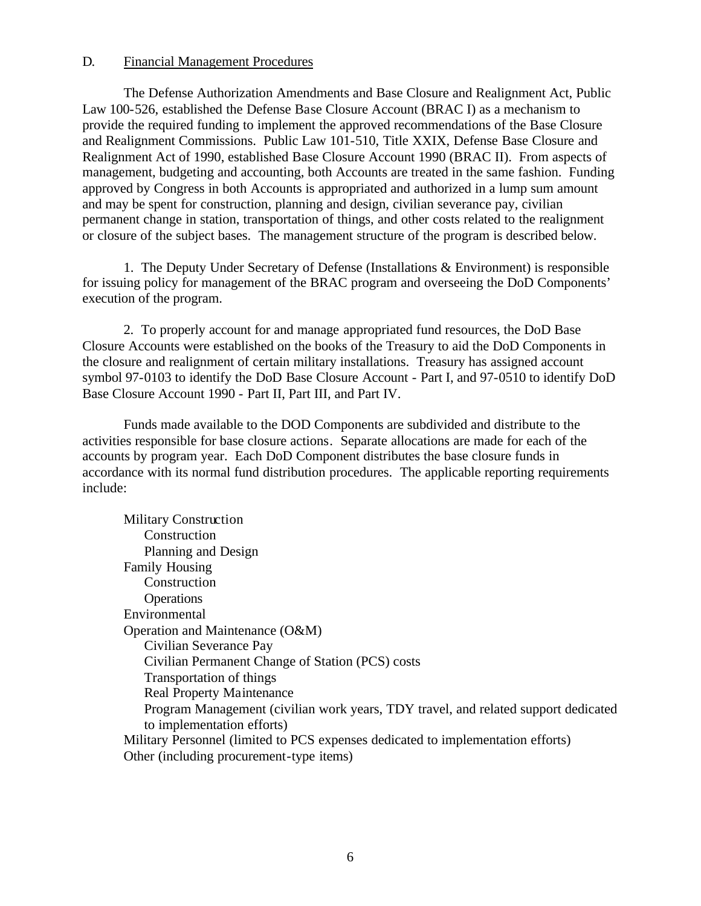D. Financial Management Procedures

The Defense Authorization Amendments and Base Closure and Realignment Act, Public Law 100-526, established the Defense Base Closure Account (BRAC I) as a mechanism to provide the required funding to implement the approved recommendations of the Base Closure and Realignment Commissions. Public Law 101-510, Title XXIX, Defense Base Closure and Realignment Act of 1990, established Base Closure Account 1990 (BRAC II). From aspects of management, budgeting and accounting, both Accounts are treated in the same fashion. Funding approved by Congress in both Accounts is appropriated and authorized in a lump sum amount and may be spent for construction, planning and design, civilian severance pay, civilian permanent change in station, transportation of things, and other costs related to the realignment or closure of the subject bases. The management structure of the program is described below.

1. The Deputy Under Secretary of Defense (Installations & Environment) is responsible for issuing policy for management of the BRAC program and overseeing the DoD Components' execution of the program.

2. To properly account for and manage appropriated fund resources, the DoD Base Closure Accounts were established on the books of the Treasury to aid the DoD Components in the closure and realignment of certain military installations. Treasury has assigned account symbol 97-0103 to identify the DoD Base Closure Account - Part I, and 97-0510 to identify DoD Base Closure Account 1990 - Part II, Part III, and Part IV.

Funds made available to the DOD Components are subdivided and distribute to the activities responsible for base closure actions. Separate allocations are made for each of the accounts by program year. Each DoD Component distributes the base closure funds in accordance with its normal fund distribution procedures. The applicable reporting requirements include:

- Military Construction
  - Construction
  - Planning and Design
- Family Housing
  - Construction
  - Operations
- Environmental
- Operation and Maintenance (O&M)
  - Civilian Severance Pay
  - Civilian Permanent Change of Station (PCS) costs
  - Transportation of things
  - Real Property Maintenance
  - Program Management (civilian work years, TDY travel, and related support dedicated to implementation efforts)
- Military Personnel (limited to PCS expenses dedicated to implementation efforts)
- Other (including procurement-type items)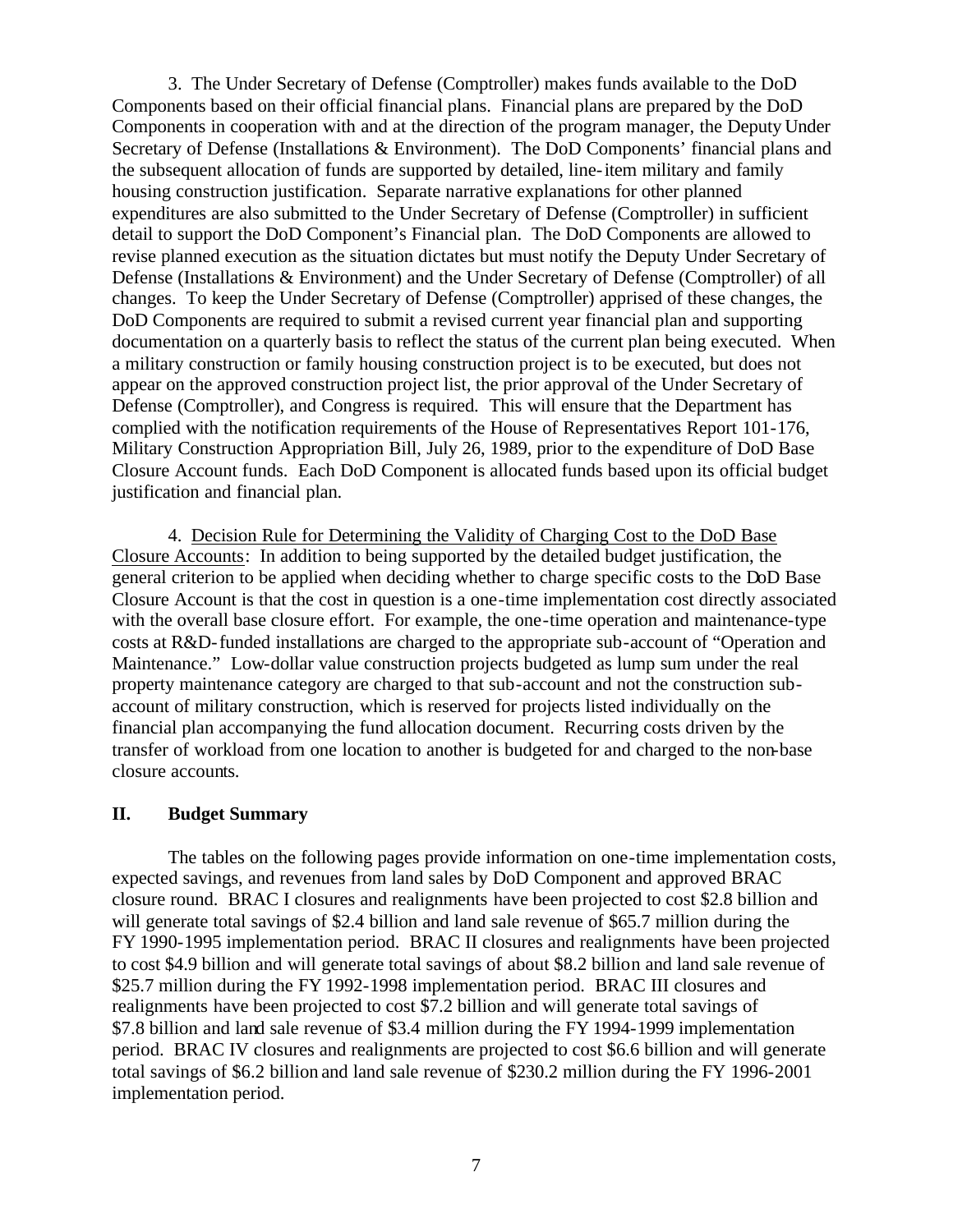3. The Under Secretary of Defense (Comptroller) makes funds available to the DoD Components based on their official financial plans. Financial plans are prepared by the DoD Components in cooperation with and at the direction of the program manager, the Deputy Under Secretary of Defense (Installations & Environment). The DoD Components' financial plans and the subsequent allocation of funds are supported by detailed, line-item military and family housing construction justification. Separate narrative explanations for other planned expenditures are also submitted to the Under Secretary of Defense (Comptroller) in sufficient detail to support the DoD Component's Financial plan. The DoD Components are allowed to revise planned execution as the situation dictates but must notify the Deputy Under Secretary of Defense (Installations & Environment) and the Under Secretary of Defense (Comptroller) of all changes. To keep the Under Secretary of Defense (Comptroller) apprised of these changes, the DoD Components are required to submit a revised current year financial plan and supporting documentation on a quarterly basis to reflect the status of the current plan being executed. When a military construction or family housing construction project is to be executed, but does not appear on the approved construction project list, the prior approval of the Under Secretary of Defense (Comptroller), and Congress is required. This will ensure that the Department has complied with the notification requirements of the House of Representatives Report 101-176, Military Construction Appropriation Bill, July 26, 1989, prior to the expenditure of DoD Base Closure Account funds. Each DoD Component is allocated funds based upon its official budget justification and financial plan.

4. Decision Rule for Determining the Validity of Charging Cost to the DoD Base Closure Accounts: In addition to being supported by the detailed budget justification, the general criterion to be applied when deciding whether to charge specific costs to the DoD Base Closure Account is that the cost in question is a one-time implementation cost directly associated with the overall base closure effort. For example, the one-time operation and maintenance-type costs at R&D-funded installations are charged to the appropriate sub-account of "Operation and Maintenance." Low-dollar value construction projects budgeted as lump sum under the real property maintenance category are charged to that sub-account and not the construction sub-account of military construction, which is reserved for projects listed individually on the financial plan accompanying the fund allocation document. Recurring costs driven by the transfer of workload from one location to another is budgeted for and charged to the non-base closure accounts.

## II. Budget Summary

The tables on the following pages provide information on one-time implementation costs, expected savings, and revenues from land sales by DoD Component and approved BRAC closure round. BRAC I closures and realignments have been projected to cost \$2.8 billion and will generate total savings of \$2.4 billion and land sale revenue of \$65.7 million during the FY 1990-1995 implementation period. BRAC II closures and realignments have been projected to cost \$4.9 billion and will generate total savings of about \$8.2 billion and land sale revenue of \$25.7 million during the FY 1992-1998 implementation period. BRAC III closures and realignments have been projected to cost \$7.2 billion and will generate total savings of \$7.8 billion and land sale revenue of \$3.4 million during the FY 1994-1999 implementation period. BRAC IV closures and realignments are projected to cost \$6.6 billion and will generate total savings of \$6.2 billion and land sale revenue of \$230.2 million during the FY 1996-2001 implementation period.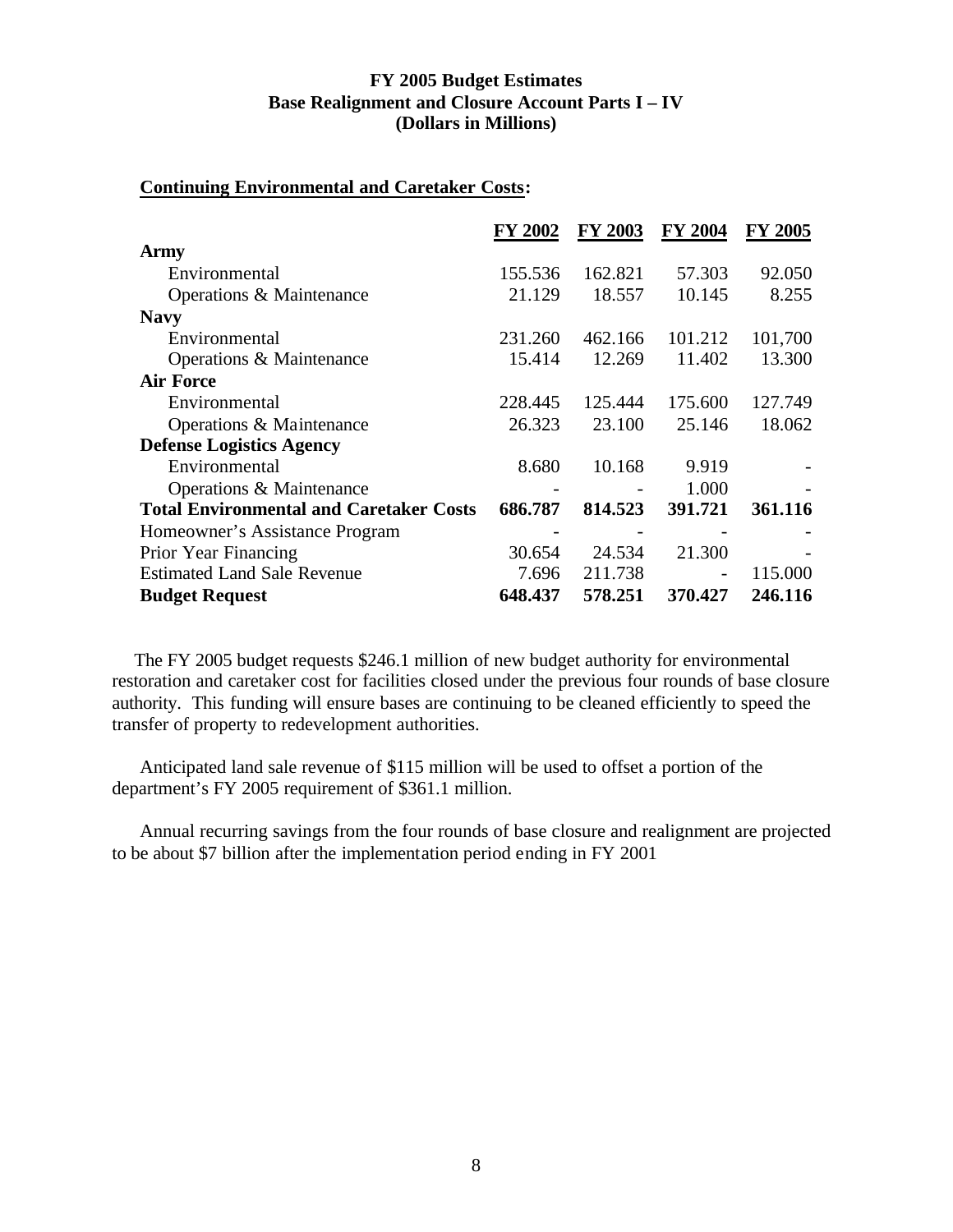**FY 2005 Budget Estimates**
**Base Realignment and Closure Account Parts I – IV**
**(Dollars in Millions)**

**Continuing Environmental and Caretaker Costs:**

| | FY 2002 | FY 2003 | FY 2004 | FY 2005 |
|---|---|---|---|---|
| **Army** | | | | |
| Environmental | 155.536 | 162.821 | 57.303 | 92.050 |
| Operations & Maintenance | 21.129 | 18.557 | 10.145 | 8.255 |
| **Navy** | | | | |
| Environmental | 231.260 | 462.166 | 101.212 | 101,700 |
| Operations & Maintenance | 15.414 | 12.269 | 11.402 | 13.300 |
| **Air Force** | | | | |
| Environmental | 228.445 | 125.444 | 175.600 | 127.749 |
| Operations & Maintenance | 26.323 | 23.100 | 25.146 | 18.062 |
| **Defense Logistics Agency** | | | | |
| Environmental | 8.680 | 10.168 | 9.919 | - |
| Operations & Maintenance | - | - | 1.000 | - |
| **Total Environmental and Caretaker Costs** | **686.787** | **814.523** | **391.721** | **361.116** |
| Homeowner's Assistance Program | - | - | - | - |
| Prior Year Financing | 30.654 | 24.534 | 21.300 | - |
| Estimated Land Sale Revenue | 7.696 | 211.738 | - | 115.000 |
| **Budget Request** | **648.437** | **578.251** | **370.427** | **246.116** |

The FY 2005 budget requests $246.1 million of new budget authority for environmental restoration and caretaker cost for facilities closed under the previous four rounds of base closure authority. This funding will ensure bases are continuing to be cleaned efficiently to speed the transfer of property to redevelopment authorities.

Anticipated land sale revenue of $115 million will be used to offset a portion of the department's FY 2005 requirement of $361.1 million.

Annual recurring savings from the four rounds of base closure and realignment are projected to be about $7 billion after the implementation period ending in FY 2001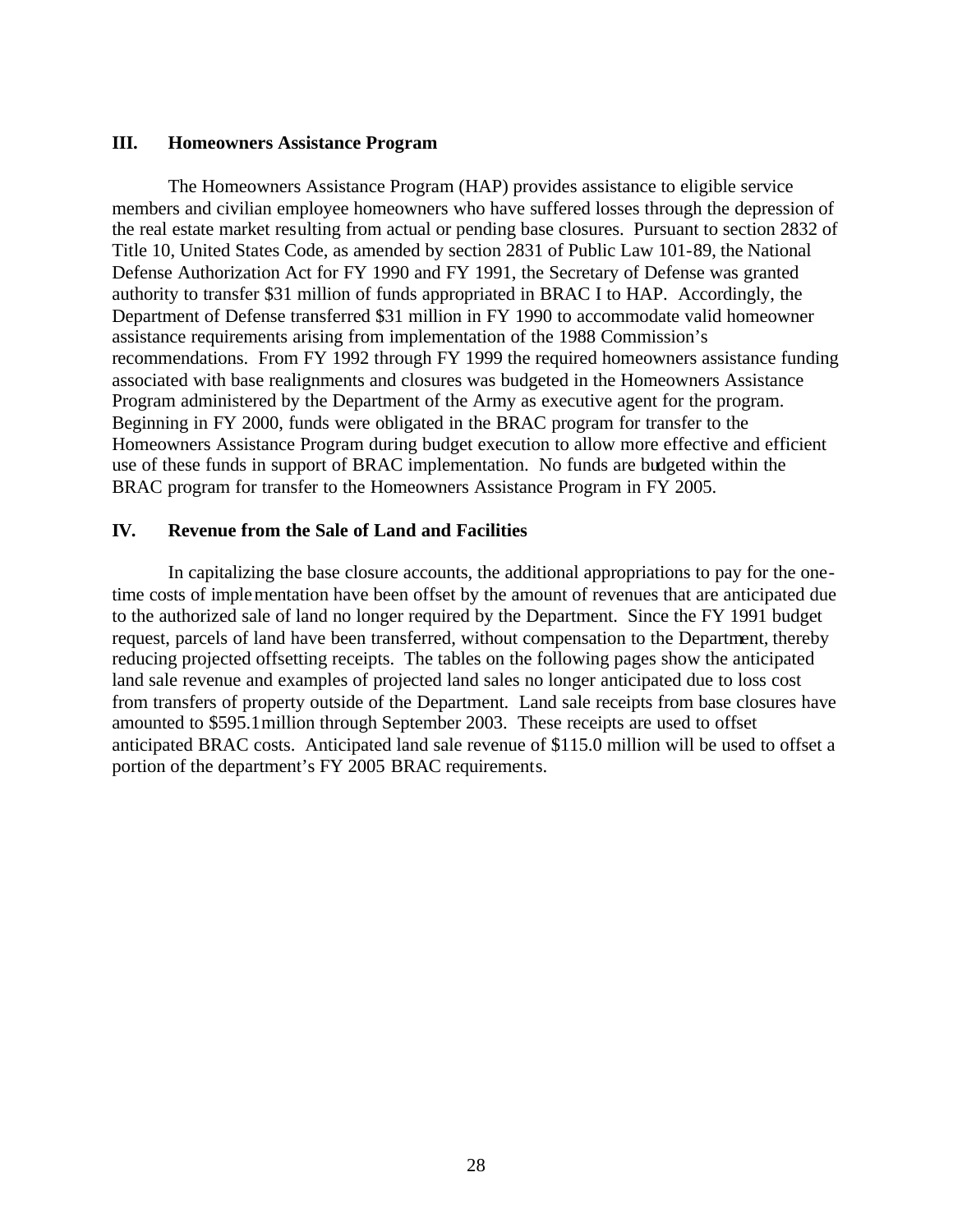## III. Homeowners Assistance Program

The Homeowners Assistance Program (HAP) provides assistance to eligible service members and civilian employee homeowners who have suffered losses through the depression of the real estate market resulting from actual or pending base closures. Pursuant to section 2832 of Title 10, United States Code, as amended by section 2831 of Public Law 101-89, the National Defense Authorization Act for FY 1990 and FY 1991, the Secretary of Defense was granted authority to transfer $31 million of funds appropriated in BRAC I to HAP. Accordingly, the Department of Defense transferred $31 million in FY 1990 to accommodate valid homeowner assistance requirements arising from implementation of the 1988 Commission's recommendations. From FY 1992 through FY 1999 the required homeowners assistance funding associated with base realignments and closures was budgeted in the Homeowners Assistance Program administered by the Department of the Army as executive agent for the program. Beginning in FY 2000, funds were obligated in the BRAC program for transfer to the Homeowners Assistance Program during budget execution to allow more effective and efficient use of these funds in support of BRAC implementation. No funds are budgeted within the BRAC program for transfer to the Homeowners Assistance Program in FY 2005.

## IV. Revenue from the Sale of Land and Facilities

In capitalizing the base closure accounts, the additional appropriations to pay for the one-time costs of implementation have been offset by the amount of revenues that are anticipated due to the authorized sale of land no longer required by the Department. Since the FY 1991 budget request, parcels of land have been transferred, without compensation to the Department, thereby reducing projected offsetting receipts. The tables on the following pages show the anticipated land sale revenue and examples of projected land sales no longer anticipated due to loss cost from transfers of property outside of the Department. Land sale receipts from base closures have amounted to $595.1 million through September 2003. These receipts are used to offset anticipated BRAC costs. Anticipated land sale revenue of $115.0 million will be used to offset a portion of the department's FY 2005 BRAC requirements.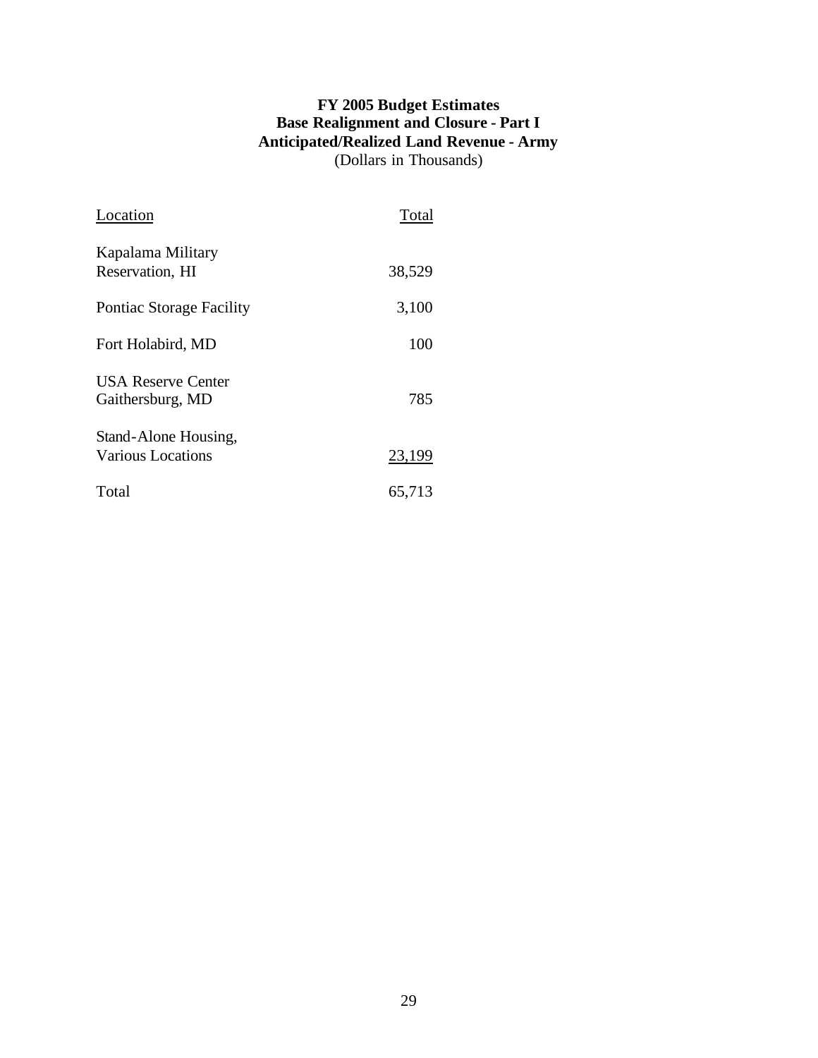# FY 2005 Budget Estimates
## Base Realignment and Closure - Part I
## Anticipated/Realized Land Revenue - Army
(Dollars in Thousands)

| Location | Total |
|---|---:|
| Kapalama Military Reservation, HI | 38,529 |
| Pontiac Storage Facility | 3,100 |
| Fort Holabird, MD | 100 |
| USA Reserve Center Gaithersburg, MD | 785 |
| Stand-Alone Housing, Various Locations | 23,199 |
| Total | 65,713 |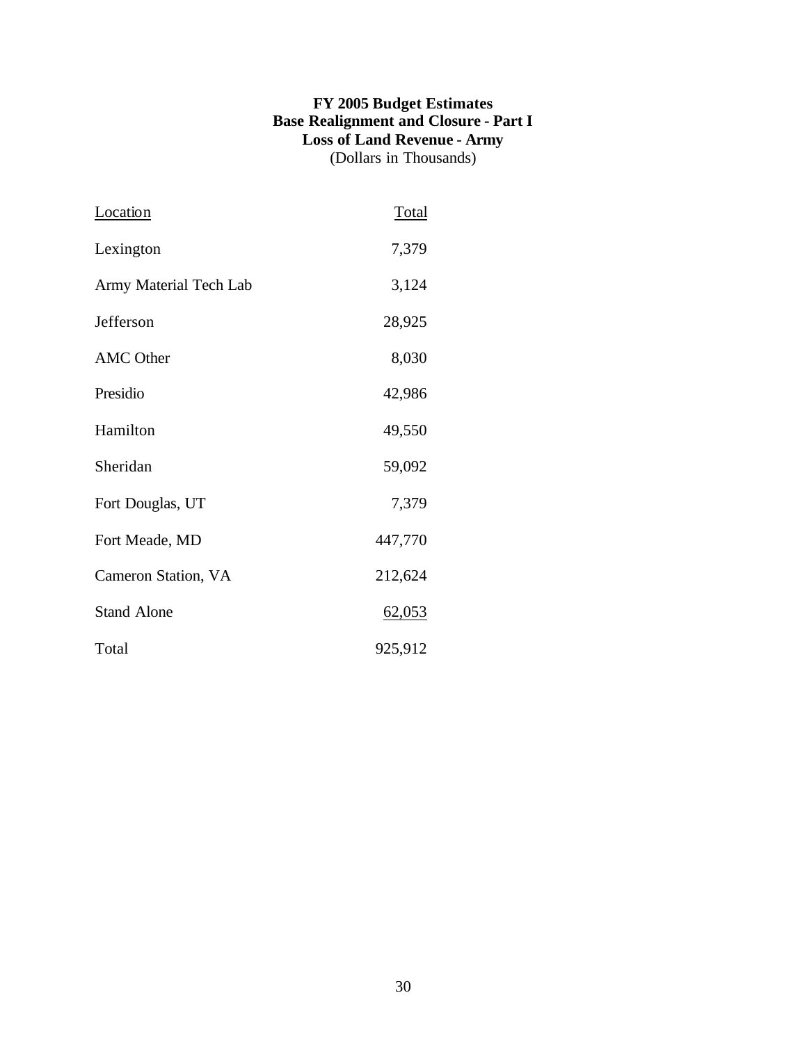**FY 2005 Budget Estimates**
**Base Realignment and Closure - Part I**
**Loss of Land Revenue - Army**
(Dollars in Thousands)

| Location | Total |
|---|---|
| Lexington | 7,379 |
| Army Material Tech Lab | 3,124 |
| Jefferson | 28,925 |
| AMC Other | 8,030 |
| Presidio | 42,986 |
| Hamilton | 49,550 |
| Sheridan | 59,092 |
| Fort Douglas, UT | 7,379 |
| Fort Meade, MD | 447,770 |
| Cameron Station, VA | 212,624 |
| Stand Alone | 62,053 |
| Total | 925,912 |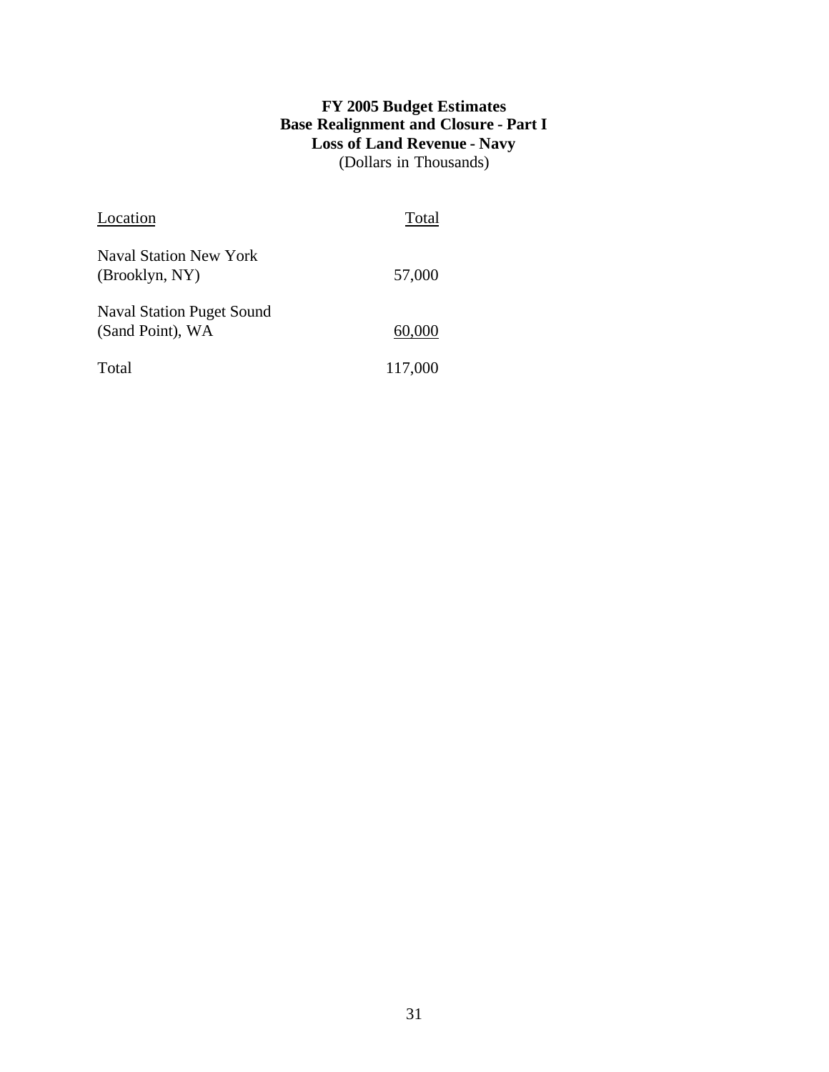**FY 2005 Budget Estimates**
**Base Realignment and Closure - Part I**
**Loss of Land Revenue - Navy**
(Dollars in Thousands)

| Location | Total |
|---|---|
| Naval Station New York (Brooklyn, NY) | 57,000 |
| Naval Station Puget Sound (Sand Point), WA | 60,000 |
| Total | 117,000 |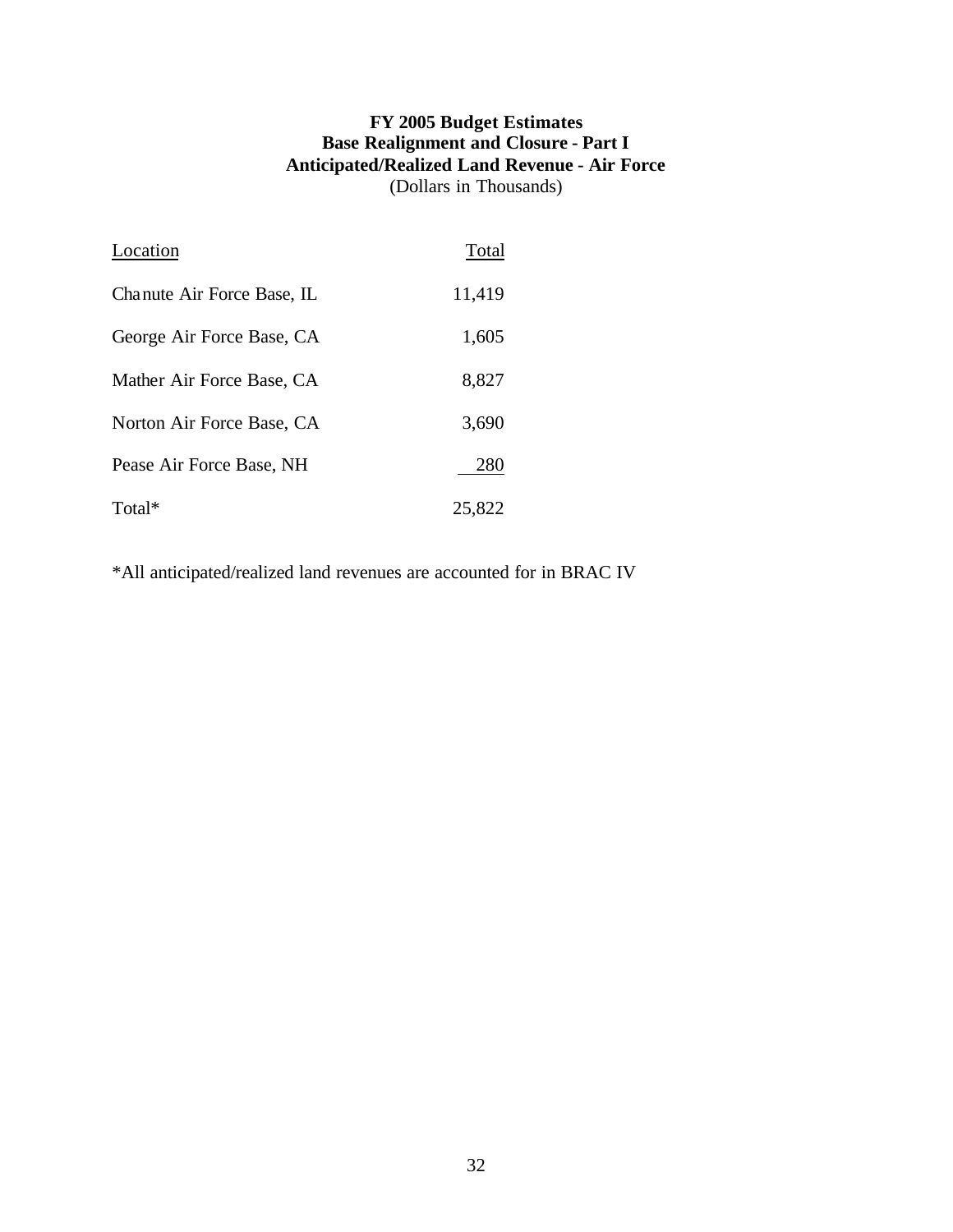**FY 2005 Budget Estimates**
**Base Realignment and Closure - Part I**
**Anticipated/Realized Land Revenue - Air Force**
(Dollars in Thousands)

| Location | Total |
|---|---|
| Chanute Air Force Base, IL | 11,419 |
| George Air Force Base, CA | 1,605 |
| Mather Air Force Base, CA | 8,827 |
| Norton Air Force Base, CA | 3,690 |
| Pease Air Force Base, NH | 280 |
| Total* | 25,822 |

*All anticipated/realized land revenues are accounted for in BRAC IV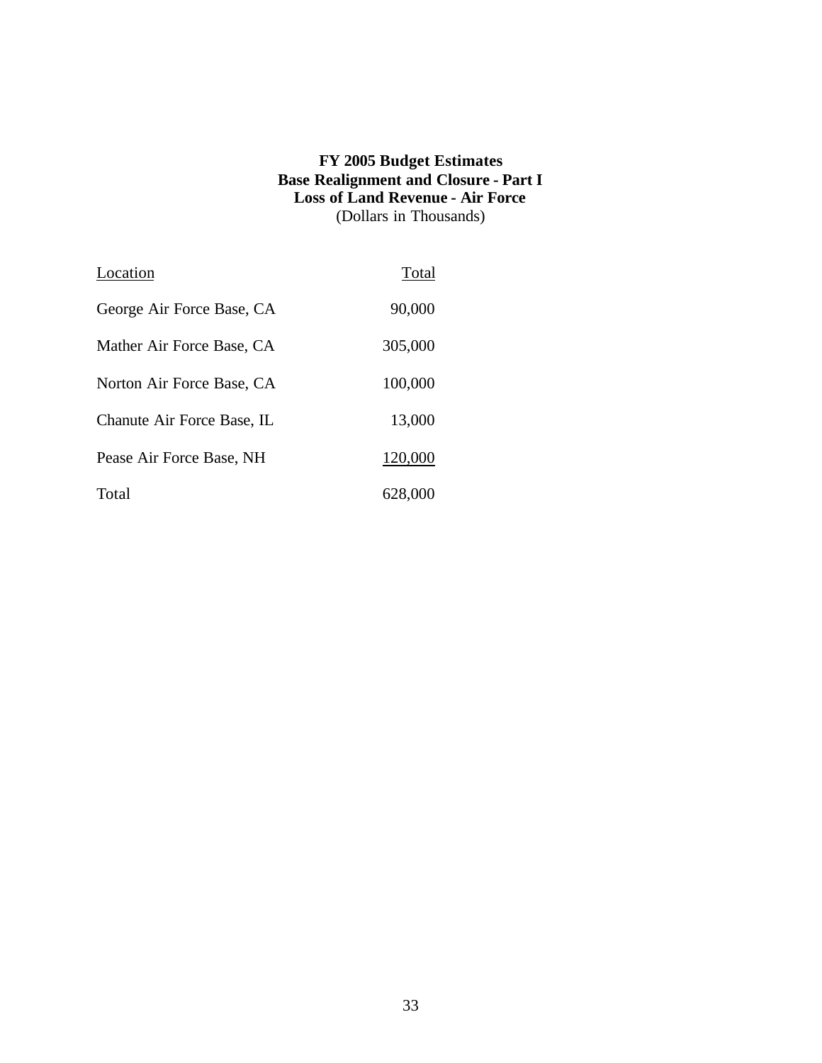**FY 2005 Budget Estimates**
**Base Realignment and Closure - Part I**
**Loss of Land Revenue - Air Force**
(Dollars in Thousands)

| Location | Total |
|---|---:|
| George Air Force Base, CA | 90,000 |
| Mather Air Force Base, CA | 305,000 |
| Norton Air Force Base, CA | 100,000 |
| Chanute Air Force Base, IL | 13,000 |
| Pease Air Force Base, NH | 120,000 |
| Total | 628,000 |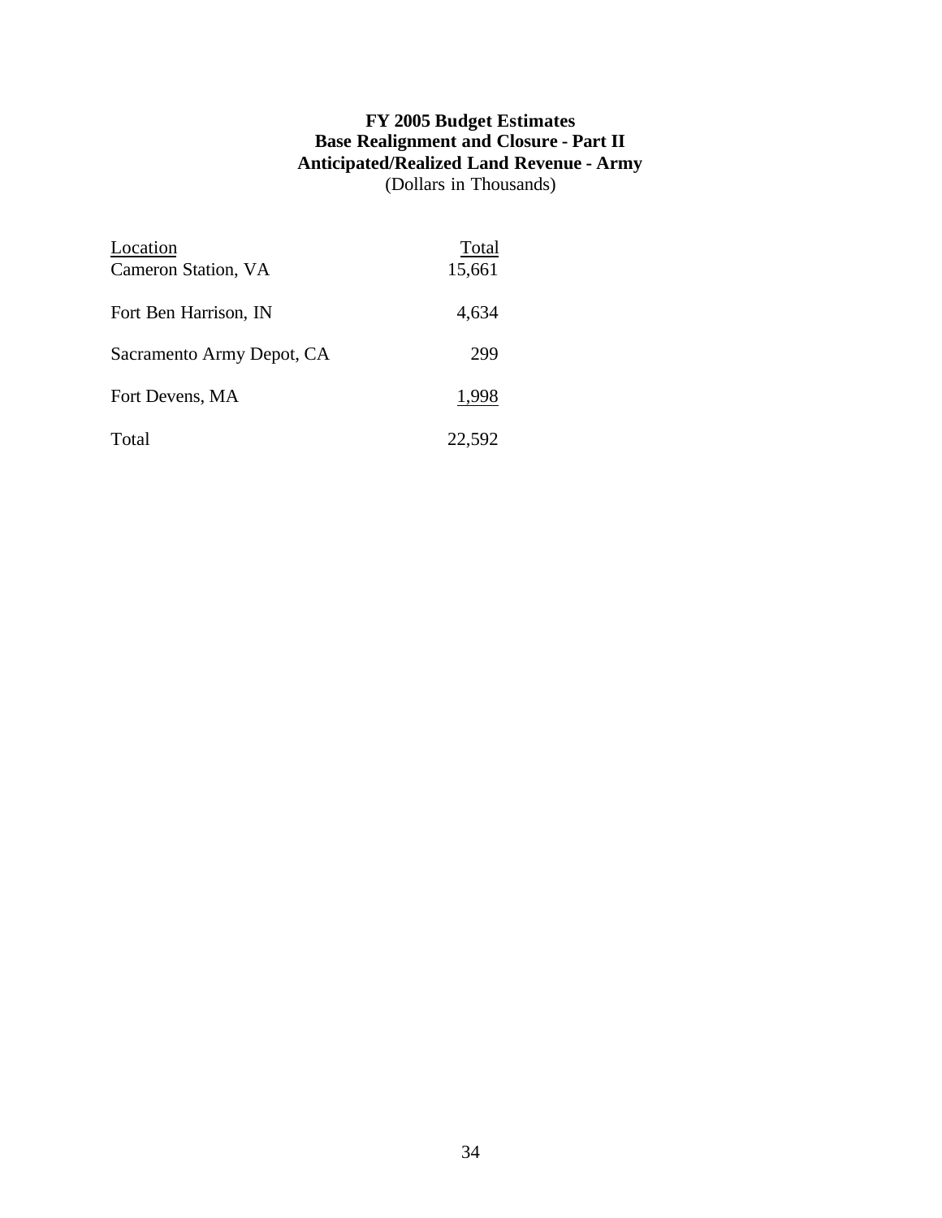**FY 2005 Budget Estimates**
**Base Realignment and Closure - Part II**
**Anticipated/Realized Land Revenue - Army**
(Dollars in Thousands)

| Location | Total |
|---|---|
| Cameron Station, VA | 15,661 |
| Fort Ben Harrison, IN | 4,634 |
| Sacramento Army Depot, CA | 299 |
| Fort Devens, MA | 1,998 |
| Total | 22,592 |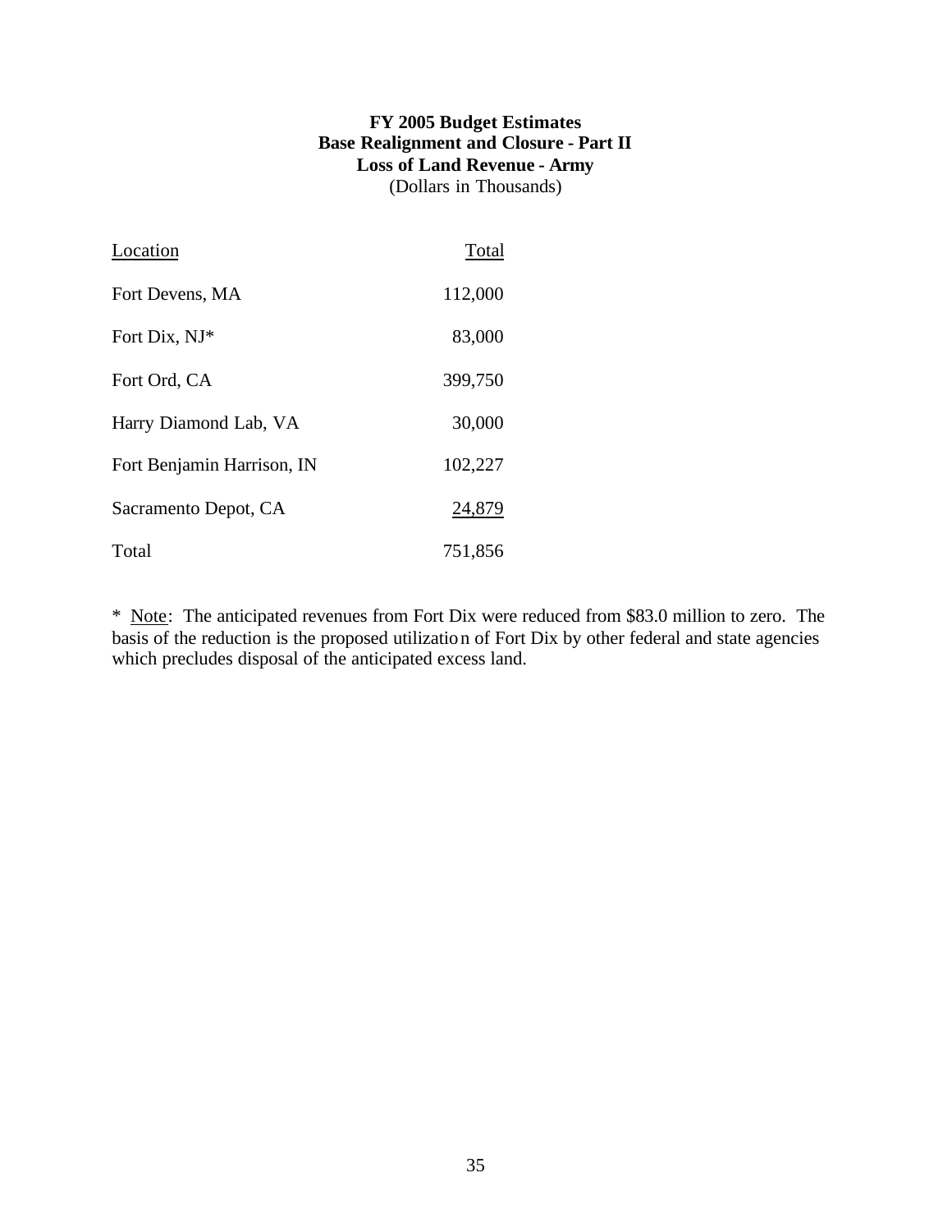**FY 2005 Budget Estimates**
**Base Realignment and Closure - Part II**
**Loss of Land Revenue - Army**
(Dollars in Thousands)

| Location | Total |
|---|---|
| Fort Devens, MA | 112,000 |
| Fort Dix, NJ* | 83,000 |
| Fort Ord, CA | 399,750 |
| Harry Diamond Lab, VA | 30,000 |
| Fort Benjamin Harrison, IN | 102,227 |
| Sacramento Depot, CA | 24,879 |
| Total | 751,856 |

* Note: The anticipated revenues from Fort Dix were reduced from $83.0 million to zero. The basis of the reduction is the proposed utilization of Fort Dix by other federal and state agencies which precludes disposal of the anticipated excess land.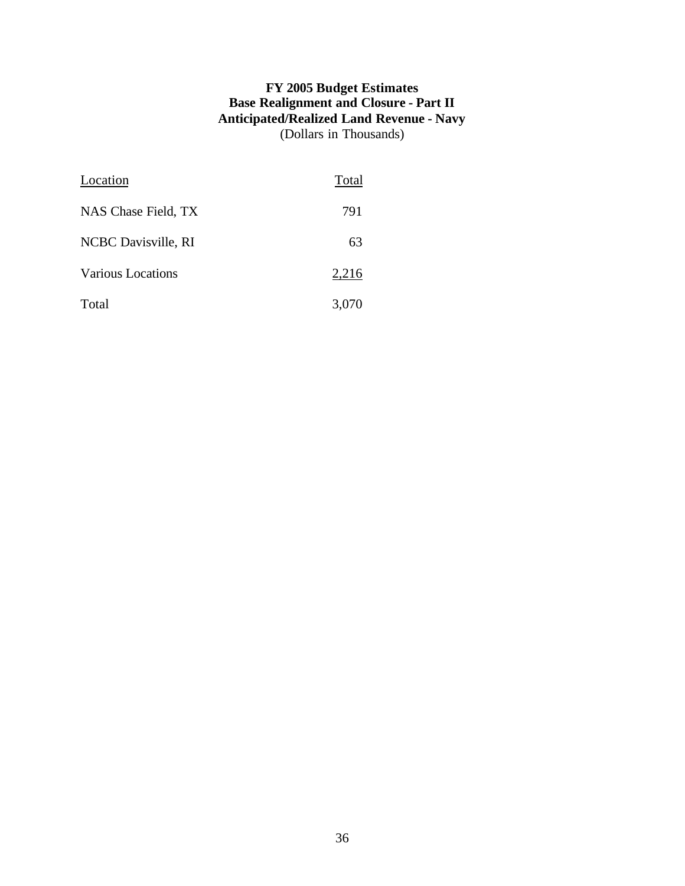**FY 2005 Budget Estimates**
**Base Realignment and Closure - Part II**
**Anticipated/Realized Land Revenue - Navy**
(Dollars in Thousands)

| Location | Total |
| --- | --- |
| NAS Chase Field, TX | 791 |
| NCBC Davisville, RI | 63 |
| Various Locations | 2,216 |
| Total | 3,070 |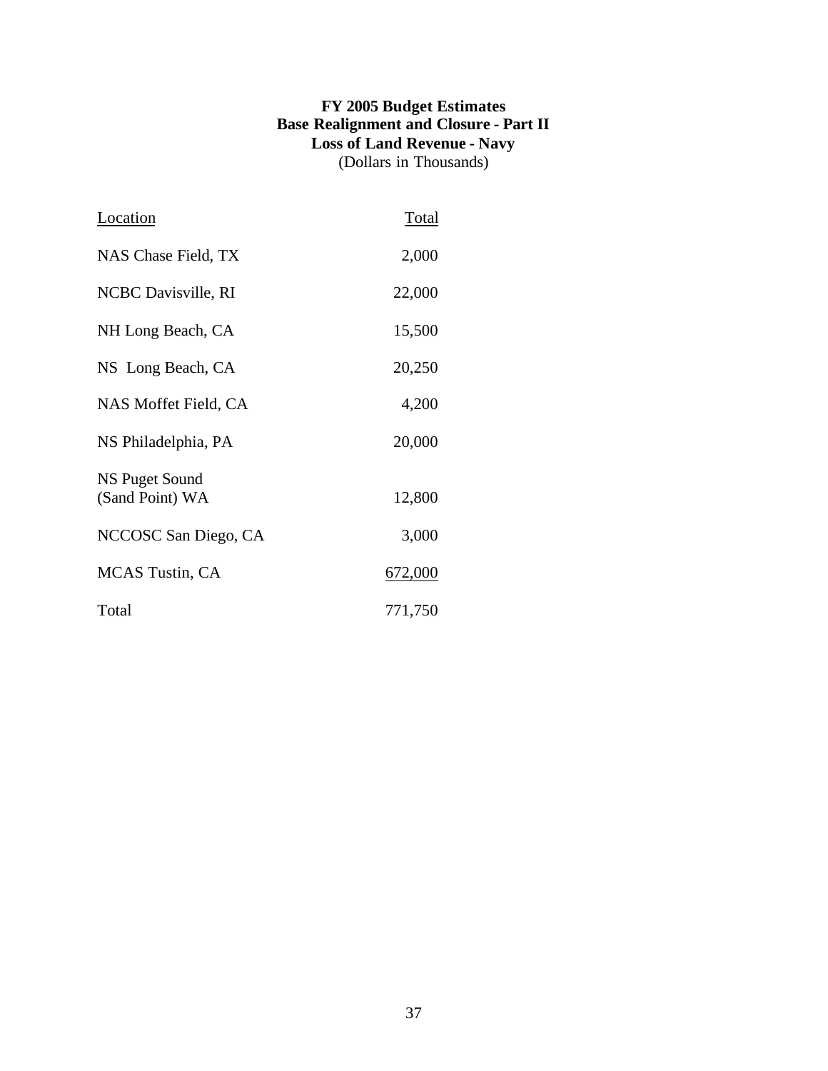**FY 2005 Budget Estimates**
**Base Realignment and Closure - Part II**
**Loss of Land Revenue - Navy**
(Dollars in Thousands)

| Location | Total |
|---|---:|
| NAS Chase Field, TX | 2,000 |
| NCBC Davisville, RI | 22,000 |
| NH Long Beach, CA | 15,500 |
| NS Long Beach, CA | 20,250 |
| NAS Moffet Field, CA | 4,200 |
| NS Philadelphia, PA | 20,000 |
| NS Puget Sound (Sand Point) WA | 12,800 |
| NCCOSC San Diego, CA | 3,000 |
| MCAS Tustin, CA | 672,000 |
| Total | 771,750 |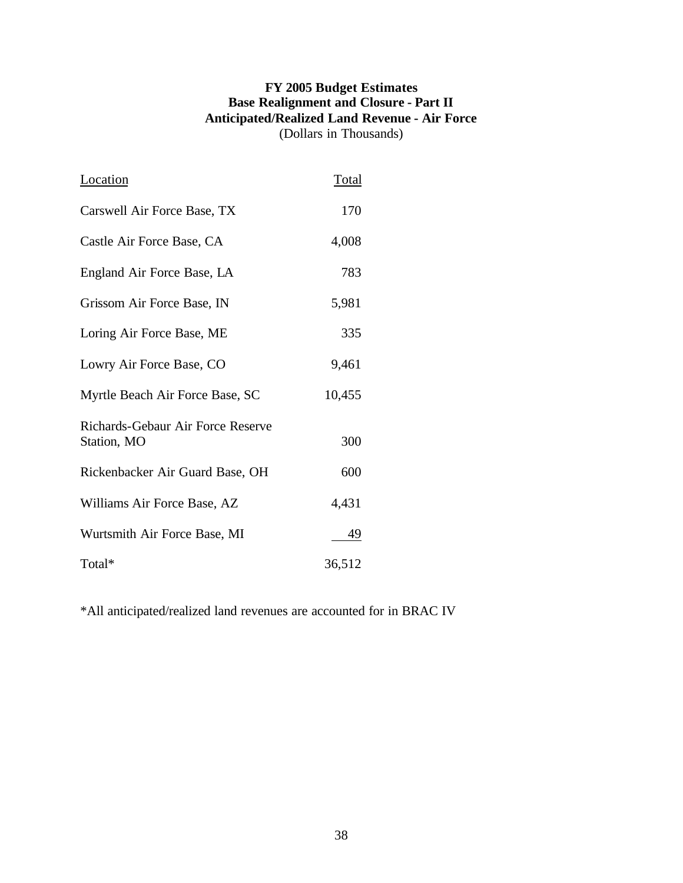**FY 2005 Budget Estimates**
**Base Realignment and Closure - Part II**
**Anticipated/Realized Land Revenue - Air Force**
(Dollars in Thousands)

| Location | Total |
|---|---|
| Carswell Air Force Base, TX | 170 |
| Castle Air Force Base, CA | 4,008 |
| England Air Force Base, LA | 783 |
| Grissom Air Force Base, IN | 5,981 |
| Loring Air Force Base, ME | 335 |
| Lowry Air Force Base, CO | 9,461 |
| Myrtle Beach Air Force Base, SC | 10,455 |
| Richards-Gebaur Air Force Reserve Station, MO | 300 |
| Rickenbacker Air Guard Base, OH | 600 |
| Williams Air Force Base, AZ | 4,431 |
| Wurtsmith Air Force Base, MI | 49 |
| Total* | 36,512 |

*All anticipated/realized land revenues are accounted for in BRAC IV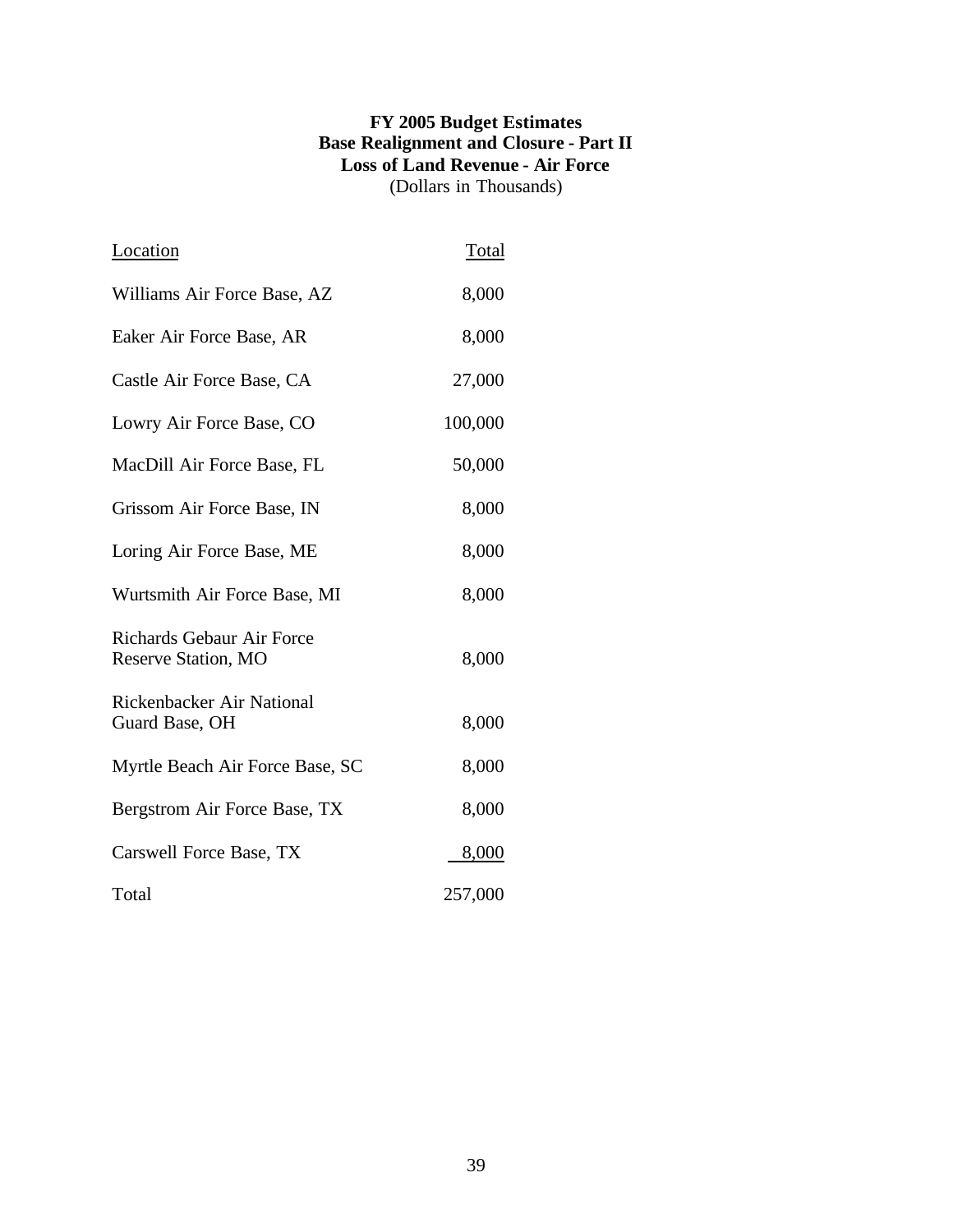**FY 2005 Budget Estimates**
**Base Realignment and Closure - Part II**
**Loss of Land Revenue - Air Force**
(Dollars in Thousands)

| Location | Total |
|---|---|
| Williams Air Force Base, AZ | 8,000 |
| Eaker Air Force Base, AR | 8,000 |
| Castle Air Force Base, CA | 27,000 |
| Lowry Air Force Base, CO | 100,000 |
| MacDill Air Force Base, FL | 50,000 |
| Grissom Air Force Base, IN | 8,000 |
| Loring Air Force Base, ME | 8,000 |
| Wurtsmith Air Force Base, MI | 8,000 |
| Richards Gebaur Air Force Reserve Station, MO | 8,000 |
| Rickenbacker Air National Guard Base, OH | 8,000 |
| Myrtle Beach Air Force Base, SC | 8,000 |
| Bergstrom Air Force Base, TX | 8,000 |
| Carswell Force Base, TX | 8,000 |
| Total | 257,000 |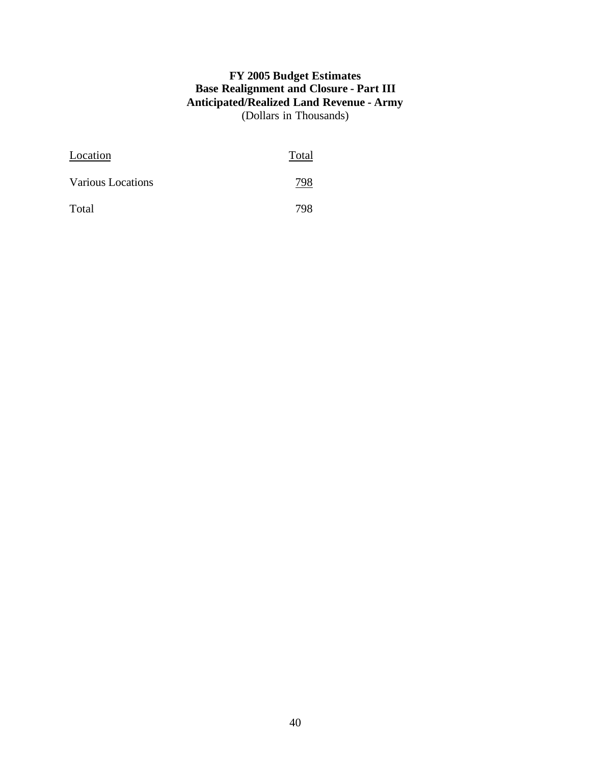**FY 2005 Budget Estimates**
**Base Realignment and Closure - Part III**
**Anticipated/Realized Land Revenue - Army**
(Dollars in Thousands)

| Location | Total |
|---|---|
| Various Locations | 798 |
| Total | 798 |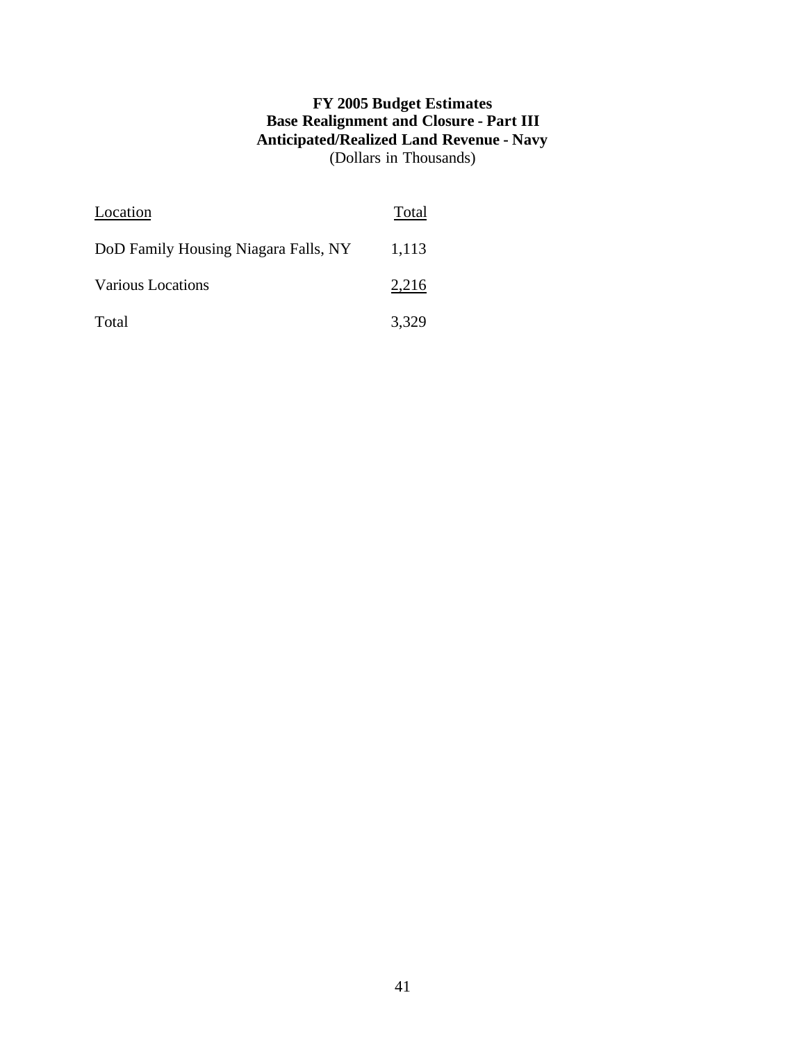**FY 2005 Budget Estimates**
**Base Realignment and Closure - Part III**
**Anticipated/Realized Land Revenue - Navy**
(Dollars in Thousands)

| Location | Total |
|---|---|
| DoD Family Housing Niagara Falls, NY | 1,113 |
| Various Locations | 2,216 |
| Total | 3,329 |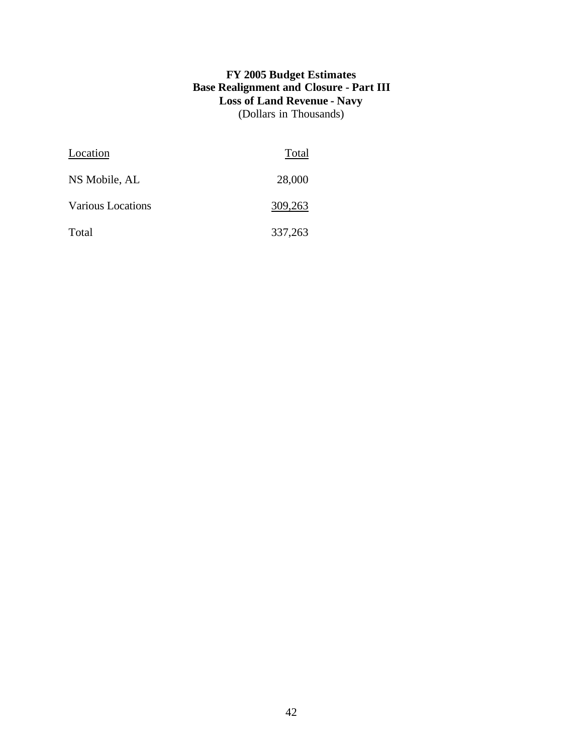**FY 2005 Budget Estimates**
**Base Realignment and Closure - Part III**
**Loss of Land Revenue - Navy**
(Dollars in Thousands)

| Location | Total |
|---|---|
| NS Mobile, AL | 28,000 |
| Various Locations | 309,263 |
| Total | 337,263 |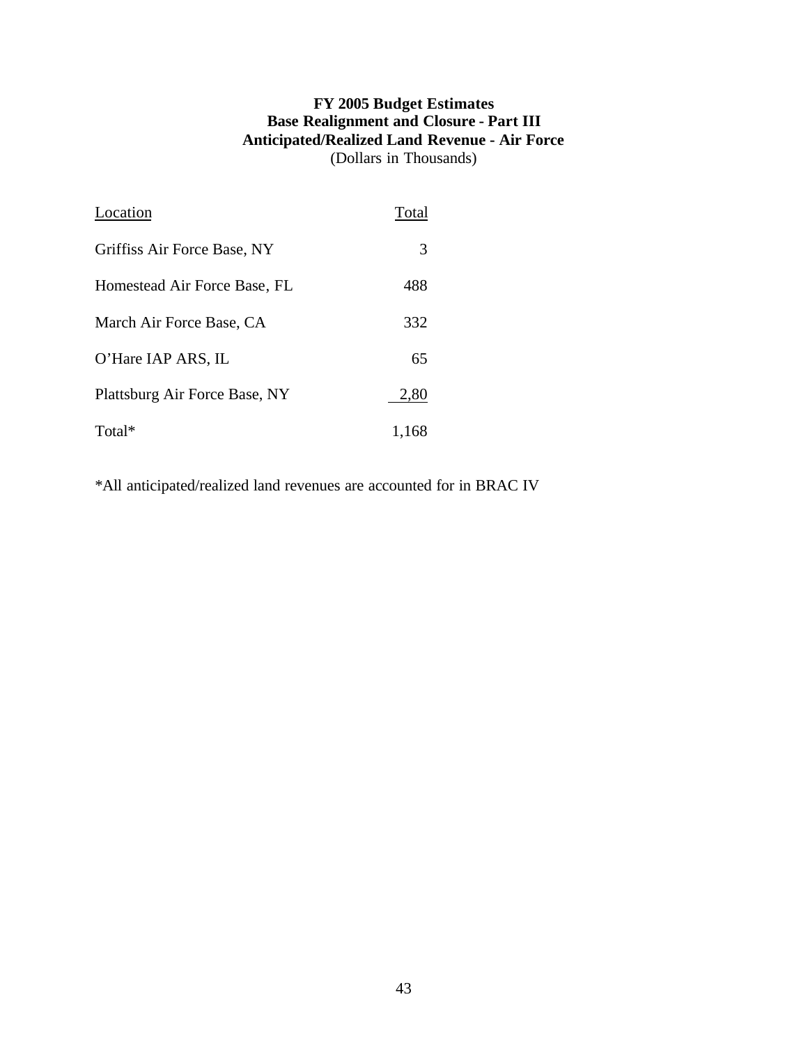**FY 2005 Budget Estimates**
**Base Realignment and Closure - Part III**
**Anticipated/Realized Land Revenue - Air Force**
(Dollars in Thousands)

| Location | Total |
|---|---|
| Griffiss Air Force Base, NY | 3 |
| Homestead Air Force Base, FL | 488 |
| March Air Force Base, CA | 332 |
| O'Hare IAP ARS, IL | 65 |
| Plattsburg Air Force Base, NY | 2,80 |
| Total* | 1,168 |

*All anticipated/realized land revenues are accounted for in BRAC IV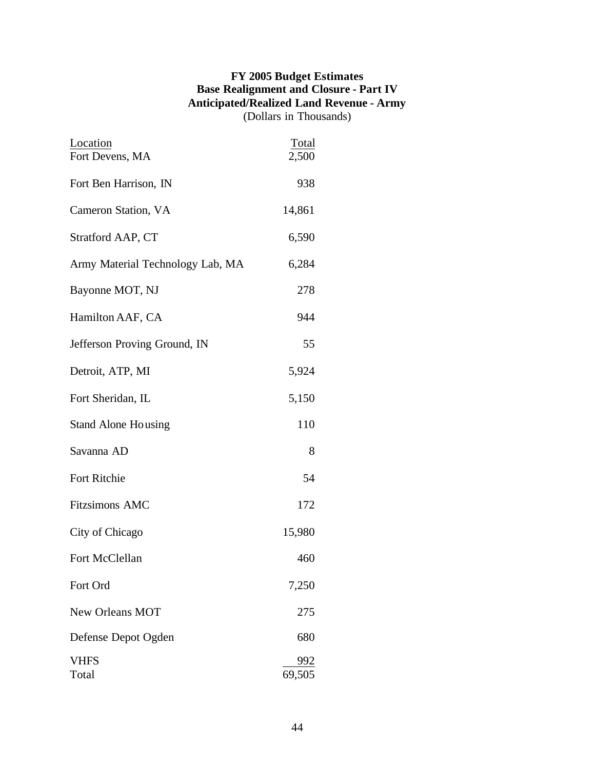**FY 2005 Budget Estimates**
**Base Realignment and Closure - Part IV**
**Anticipated/Realized Land Revenue - Army**
(Dollars in Thousands)

| Location | Total |
|---|---|
| Fort Devens, MA | 2,500 |
| Fort Ben Harrison, IN | 938 |
| Cameron Station, VA | 14,861 |
| Stratford AAP, CT | 6,590 |
| Army Material Technology Lab, MA | 6,284 |
| Bayonne MOT, NJ | 278 |
| Hamilton AAF, CA | 944 |
| Jefferson Proving Ground, IN | 55 |
| Detroit, ATP, MI | 5,924 |
| Fort Sheridan, IL | 5,150 |
| Stand Alone Housing | 110 |
| Savanna AD | 8 |
| Fort Ritchie | 54 |
| Fitzsimons AMC | 172 |
| City of Chicago | 15,980 |
| Fort McClellan | 460 |
| Fort Ord | 7,250 |
| New Orleans MOT | 275 |
| Defense Depot Ogden | 680 |
| VHFS | 992 |
| Total | 69,505 |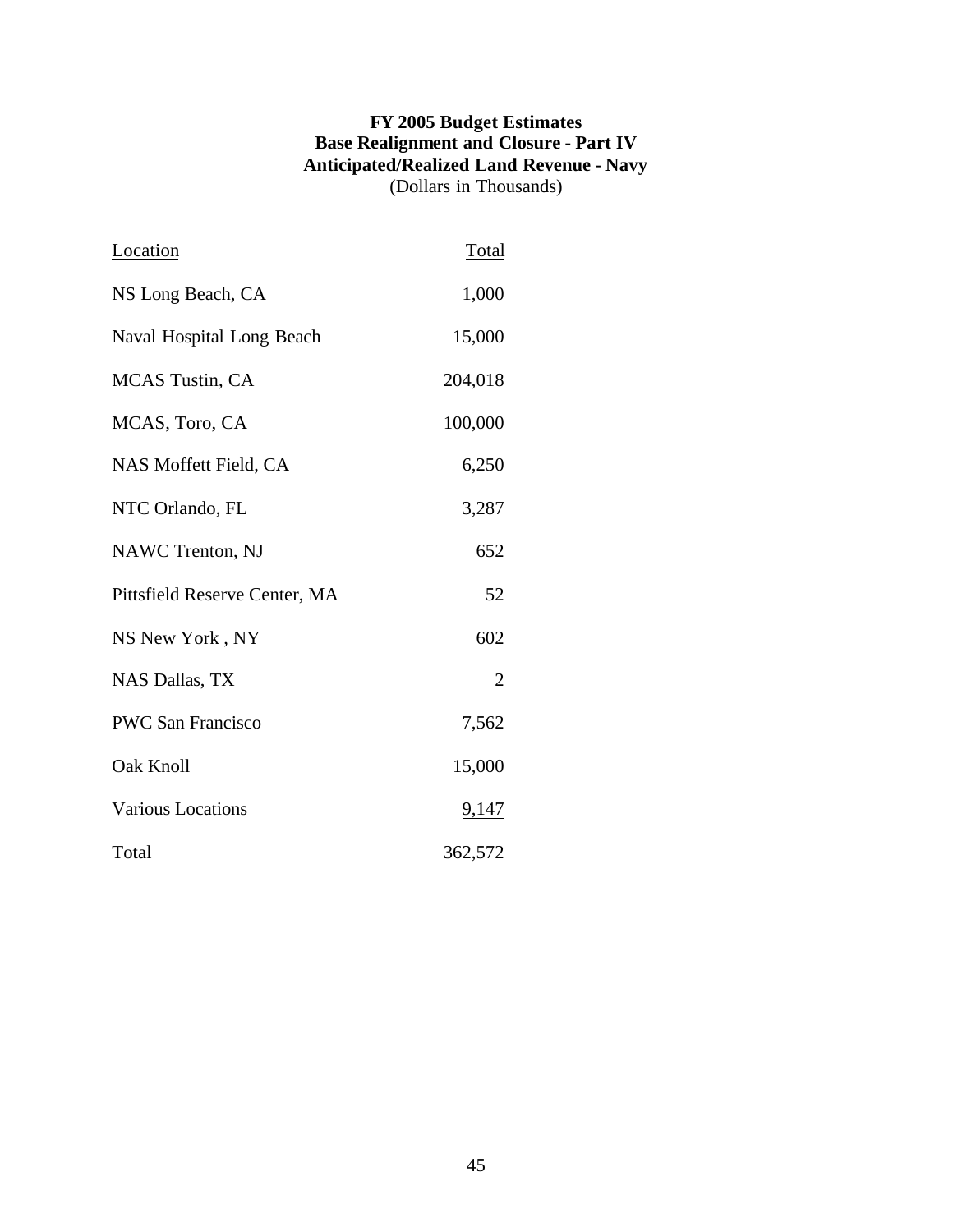**FY 2005 Budget Estimates**
**Base Realignment and Closure - Part IV**
**Anticipated/Realized Land Revenue - Navy**
(Dollars in Thousands)

| Location | Total |
|---|---|
| NS Long Beach, CA | 1,000 |
| Naval Hospital Long Beach | 15,000 |
| MCAS Tustin, CA | 204,018 |
| MCAS, Toro, CA | 100,000 |
| NAS Moffett Field, CA | 6,250 |
| NTC Orlando, FL | 3,287 |
| NAWC Trenton, NJ | 652 |
| Pittsfield Reserve Center, MA | 52 |
| NS New York , NY | 602 |
| NAS Dallas, TX | 2 |
| PWC San Francisco | 7,562 |
| Oak Knoll | 15,000 |
| Various Locations | 9,147 |
| Total | 362,572 |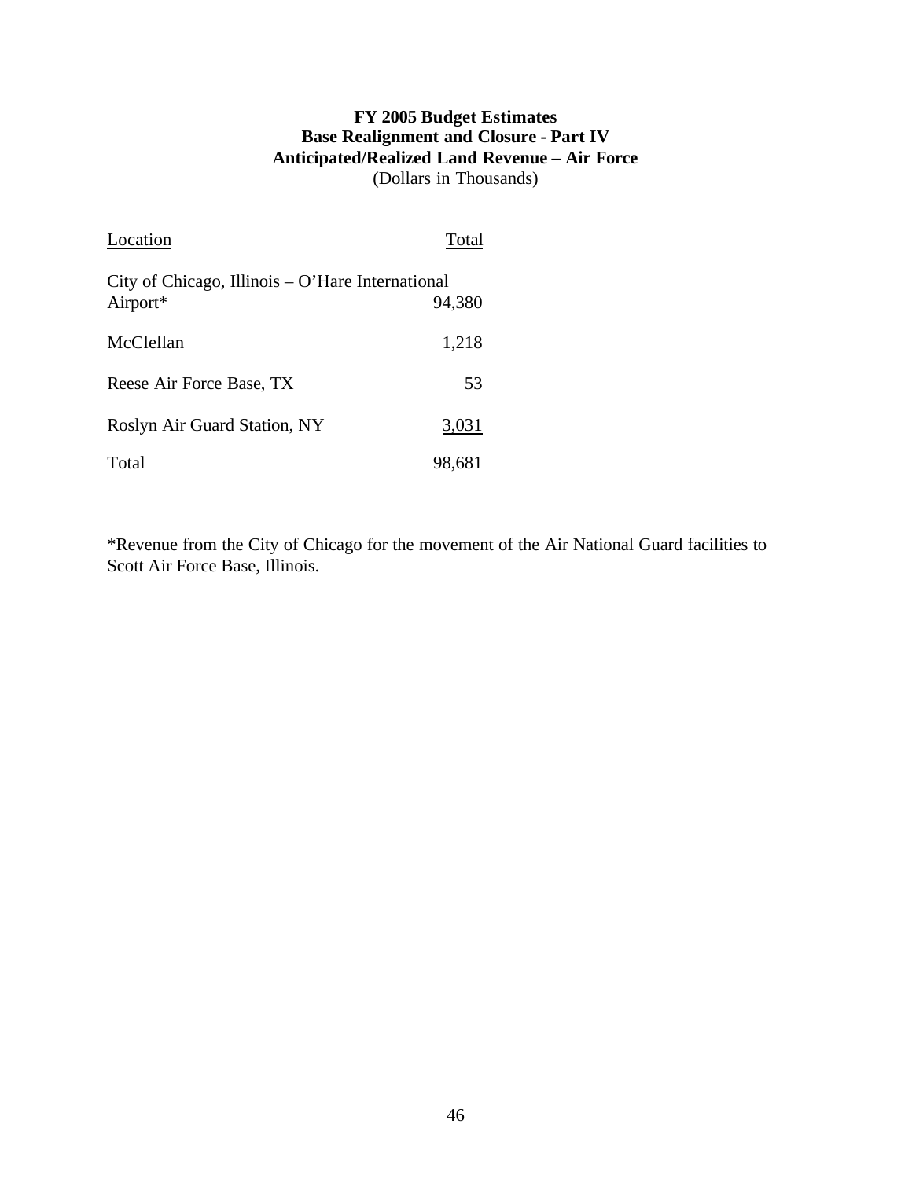**FY 2005 Budget Estimates**
**Base Realignment and Closure - Part IV**
**Anticipated/Realized Land Revenue – Air Force**
(Dollars in Thousands)

| Location | Total |
|---|---|
| City of Chicago, Illinois – O'Hare International Airport* | 94,380 |
| McClellan | 1,218 |
| Reese Air Force Base, TX | 53 |
| Roslyn Air Guard Station, NY | 3,031 |
| Total | 98,681 |

*Revenue from the City of Chicago for the movement of the Air National Guard facilities to Scott Air Force Base, Illinois.